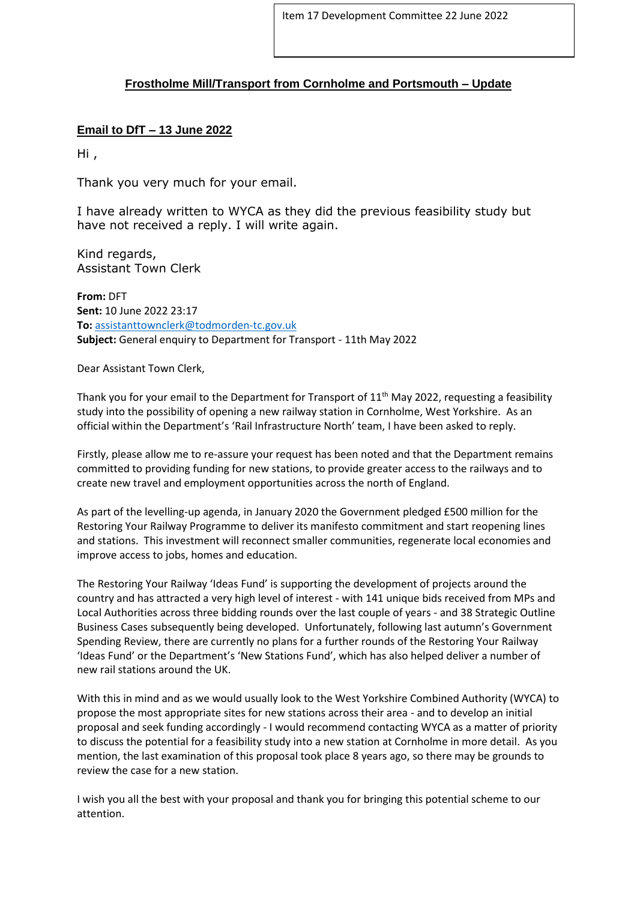Item 17 Development Committee 22 June 2022

## Frostholme Mill/Transport from Cornholme and Portsmouth – Update

### Email to DfT – 13 June 2022

Hi ,

Thank you very much for your email.

I have already written to WYCA as they did the previous feasibility study but have not received a reply. I will write again.

Kind regards,
Assistant Town Clerk

**From:** DFT
**Sent:** 10 June 2022 23:17
**To:** assistanttownclerk@todmorden-tc.gov.uk
**Subject:** General enquiry to Department for Transport - 11th May 2022

Dear Assistant Town Clerk,

Thank you for your email to the Department for Transport of 11th May 2022, requesting a feasibility study into the possibility of opening a new railway station in Cornholme, West Yorkshire. As an official within the Department's 'Rail Infrastructure North' team, I have been asked to reply.

Firstly, please allow me to re-assure your request has been noted and that the Department remains committed to providing funding for new stations, to provide greater access to the railways and to create new travel and employment opportunities across the north of England.

As part of the levelling-up agenda, in January 2020 the Government pledged £500 million for the Restoring Your Railway Programme to deliver its manifesto commitment and start reopening lines and stations. This investment will reconnect smaller communities, regenerate local economies and improve access to jobs, homes and education.

The Restoring Your Railway 'Ideas Fund' is supporting the development of projects around the country and has attracted a very high level of interest - with 141 unique bids received from MPs and Local Authorities across three bidding rounds over the last couple of years - and 38 Strategic Outline Business Cases subsequently being developed. Unfortunately, following last autumn's Government Spending Review, there are currently no plans for a further rounds of the Restoring Your Railway 'Ideas Fund' or the Department's 'New Stations Fund', which has also helped deliver a number of new rail stations around the UK.

With this in mind and as we would usually look to the West Yorkshire Combined Authority (WYCA) to propose the most appropriate sites for new stations across their area - and to develop an initial proposal and seek funding accordingly - I would recommend contacting WYCA as a matter of priority to discuss the potential for a feasibility study into a new station at Cornholme in more detail. As you mention, the last examination of this proposal took place 8 years ago, so there may be grounds to review the case for a new station.

I wish you all the best with your proposal and thank you for bringing this potential scheme to our attention.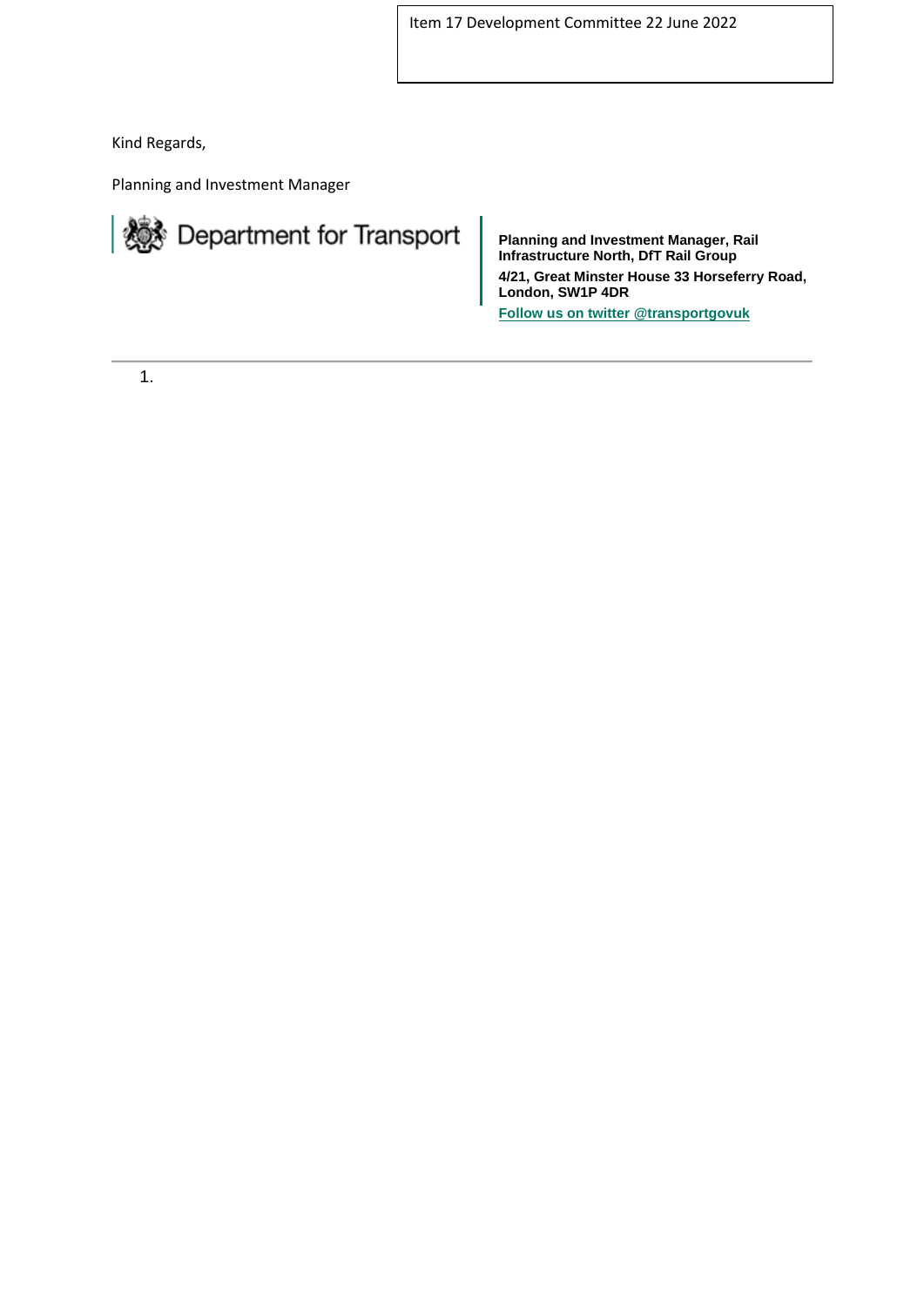Item 17 Development Committee 22 June 2022

Kind Regards,

Planning and Investment Manager

Department for Transport

**Planning and Investment Manager, Rail Infrastructure North, DfT Rail Group**

**4/21, Great Minster House 33 Horseferry Road, London, SW1P 4DR**

**Follow us on twitter @transportgovuk**

---

1.